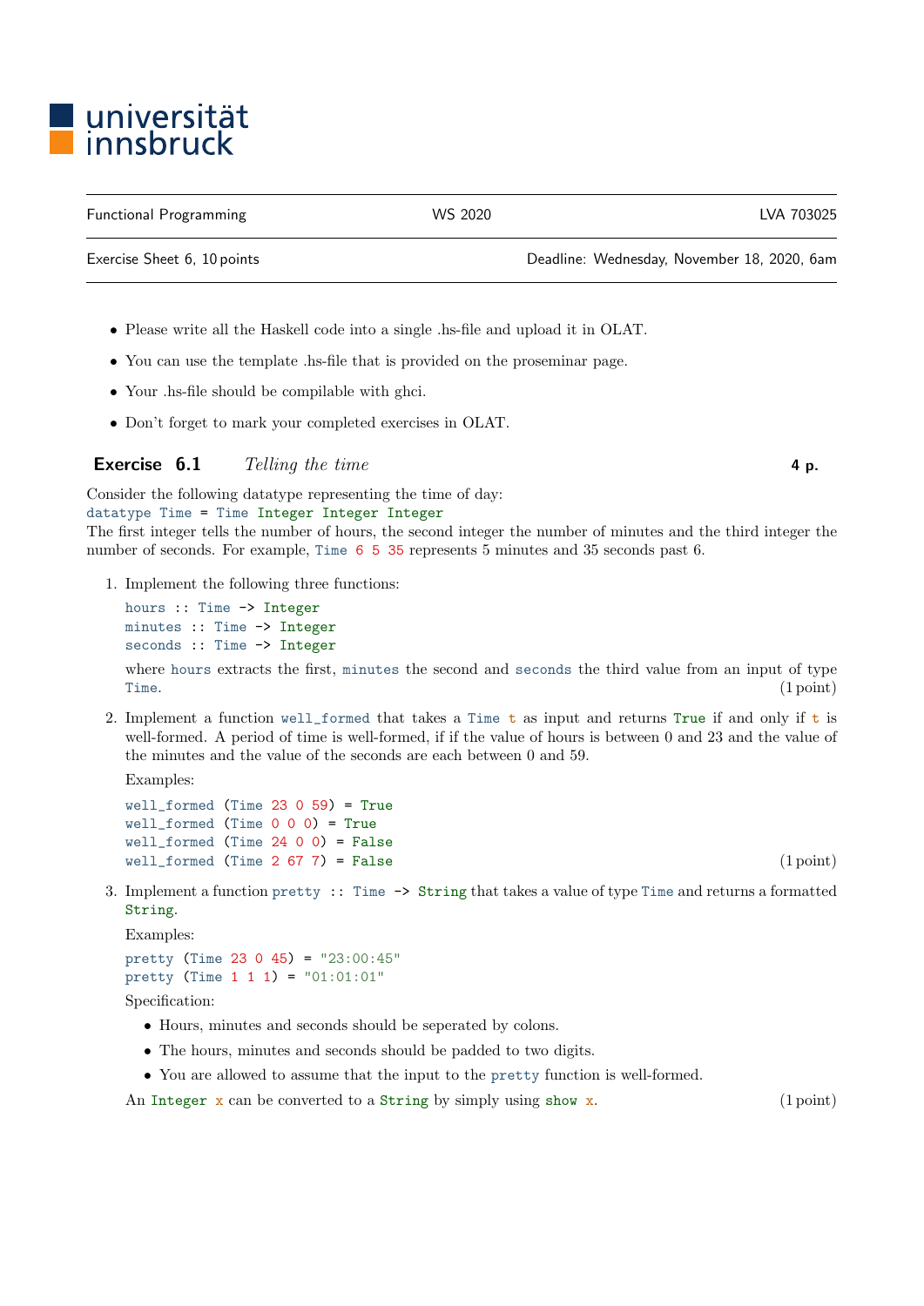universität innsbruck

| Functional Programming | WS 2020 | LVA 703025 |
| --- | --- | --- |
| Exercise Sheet 6, 10 points | | Deadline: Wednesday, November 18, 2020, 6am |

- Please write all the Haskell code into a single .hs-file and upload it in OLAT.
- You can use the template .hs-file that is provided on the proseminar page.
- Your .hs-file should be compilable with ghci.
- Don't forget to mark your completed exercises in OLAT.

## Exercise 6.1 *Telling the time* **4 p.**

Consider the following datatype representing the time of day:

```
datatype Time = Time Integer Integer Integer
```

The first integer tells the number of hours, the second integer the number of minutes and the third integer the number of seconds. For example, `Time 6 5 35` represents 5 minutes and 35 seconds past 6.

1. Implement the following three functions:

   ```
   hours :: Time -> Integer
   minutes :: Time -> Integer
   seconds :: Time -> Integer
   ```

   where `hours` extracts the first, `minutes` the second and `seconds` the third value from an input of type `Time`. (1 point)

2. Implement a function `well_formed` that takes a `Time t` as input and returns `True` if and only if `t` is well-formed. A period of time is well-formed, if if the value of hours is between 0 and 23 and the value of the minutes and the value of the seconds are each between 0 and 59.

   Examples:

   ```
   well_formed (Time 23 0 59) = True
   well_formed (Time 0 0 0) = True
   well_formed (Time 24 0 0) = False
   well_formed (Time 2 67 7) = False
   ```

   (1 point)

3. Implement a function `pretty :: Time -> String` that takes a value of type `Time` and returns a formatted `String`.

   Examples:

   ```
   pretty (Time 23 0 45) = "23:00:45"
   pretty (Time 1 1 1) = "01:01:01"
   ```

   Specification:

   - Hours, minutes and seconds should be seperated by colons.
   - The hours, minutes and seconds should be padded to two digits.
   - You are allowed to assume that the input to the `pretty` function is well-formed.

   An `Integer x` can be converted to a `String` by simply using `show x`. (1 point)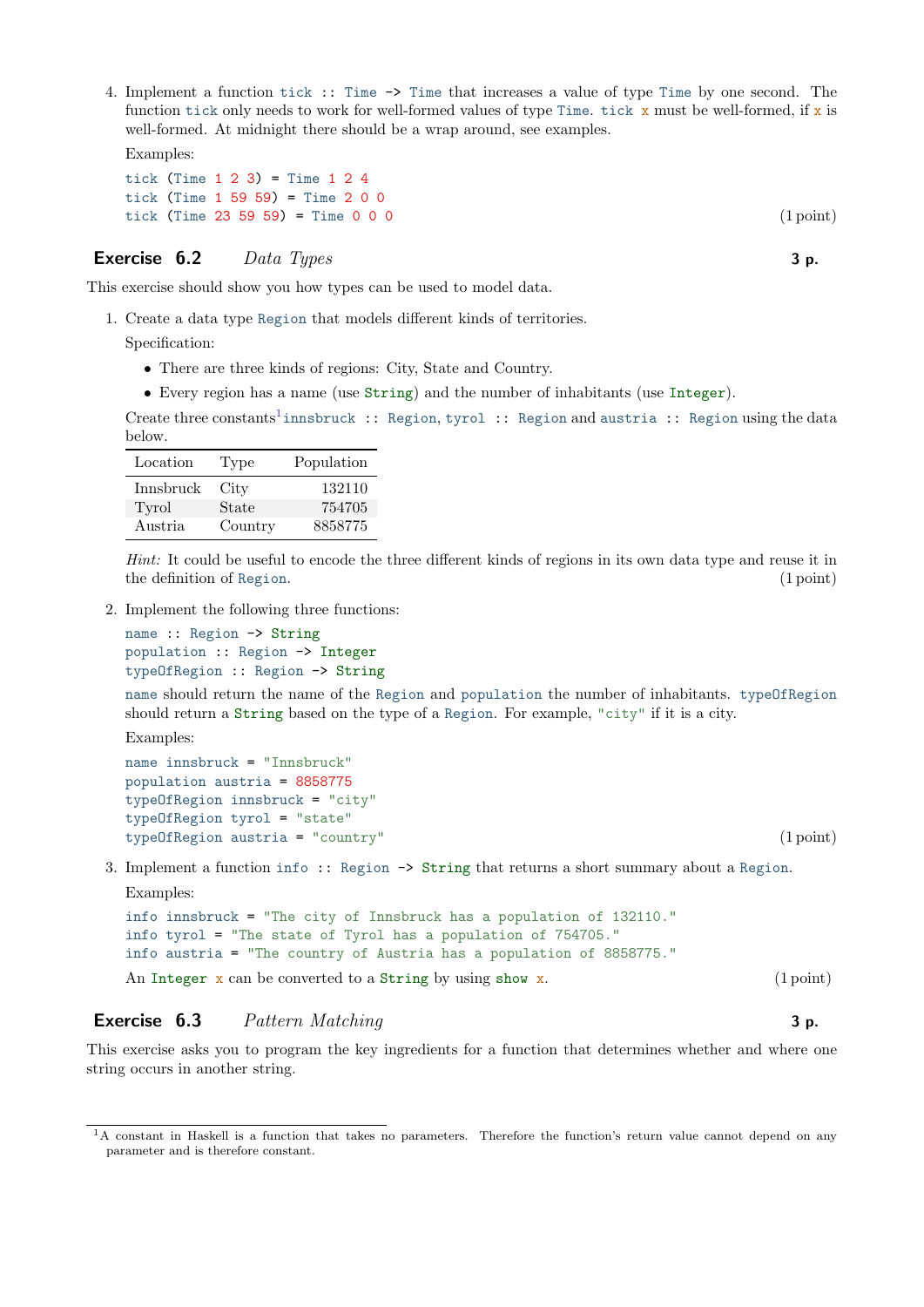4. Implement a function `tick :: Time -> Time` that increases a value of type `Time` by one second. The function `tick` only needs to work for well-formed values of type `Time`. `tick x` must be well-formed, if `x` is well-formed. At midnight there should be a wrap around, see examples.

   Examples:

   ```
   tick (Time 1 2 3) = Time 1 2 4
   tick (Time 1 59 59) = Time 2 0 0
   tick (Time 23 59 59) = Time 0 0 0
   ```

   (1 point)

## Exercise 6.2 *Data Types* **3 p.**

This exercise should show you how types can be used to model data.

1. Create a data type `Region` that models different kinds of territories.

   Specification:

   - There are three kinds of regions: City, State and Country.
   - Every region has a name (use `String`) and the number of inhabitants (use `Integer`).

   Create three constants[1] `innsbruck :: Region`, `tyrol :: Region` and `austria :: Region` using the data below.

   | Location | Type | Population |
   |---|---|---|
   | Innsbruck | City | 132110 |
   | Tyrol | State | 754705 |
   | Austria | Country | 8858775 |

   *Hint:* It could be useful to encode the three different kinds of regions in its own data type and reuse it in the definition of `Region`. (1 point)

2. Implement the following three functions:

   ```
   name :: Region -> String
   population :: Region -> Integer
   typeOfRegion :: Region -> String
   ```

   `name` should return the name of the `Region` and `population` the number of inhabitants. `typeOfRegion` should return a `String` based on the type of a `Region`. For example, `"city"` if it is a city.

   Examples:

   ```
   name innsbruck = "Innsbruck"
   population austria = 8858775
   typeOfRegion innsbruck = "city"
   typeOfRegion tyrol = "state"
   typeOfRegion austria = "country"
   ```

   (1 point)

3. Implement a function `info :: Region -> String` that returns a short summary about a `Region`.

   Examples:

   ```
   info innsbruck = "The city of Innsbruck has a population of 132110."
   info tyrol = "The state of Tyrol has a population of 754705."
   info austria = "The country of Austria has a population of 8858775."
   ```

   An `Integer x` can be converted to a `String` by using `show x`. (1 point)

## Exercise 6.3 *Pattern Matching* **3 p.**

This exercise asks you to program the key ingredients for a function that determines whether and where one string occurs in another string.

---

[1] A constant in Haskell is a function that takes no parameters. Therefore the function's return value cannot depend on any parameter and is therefore constant.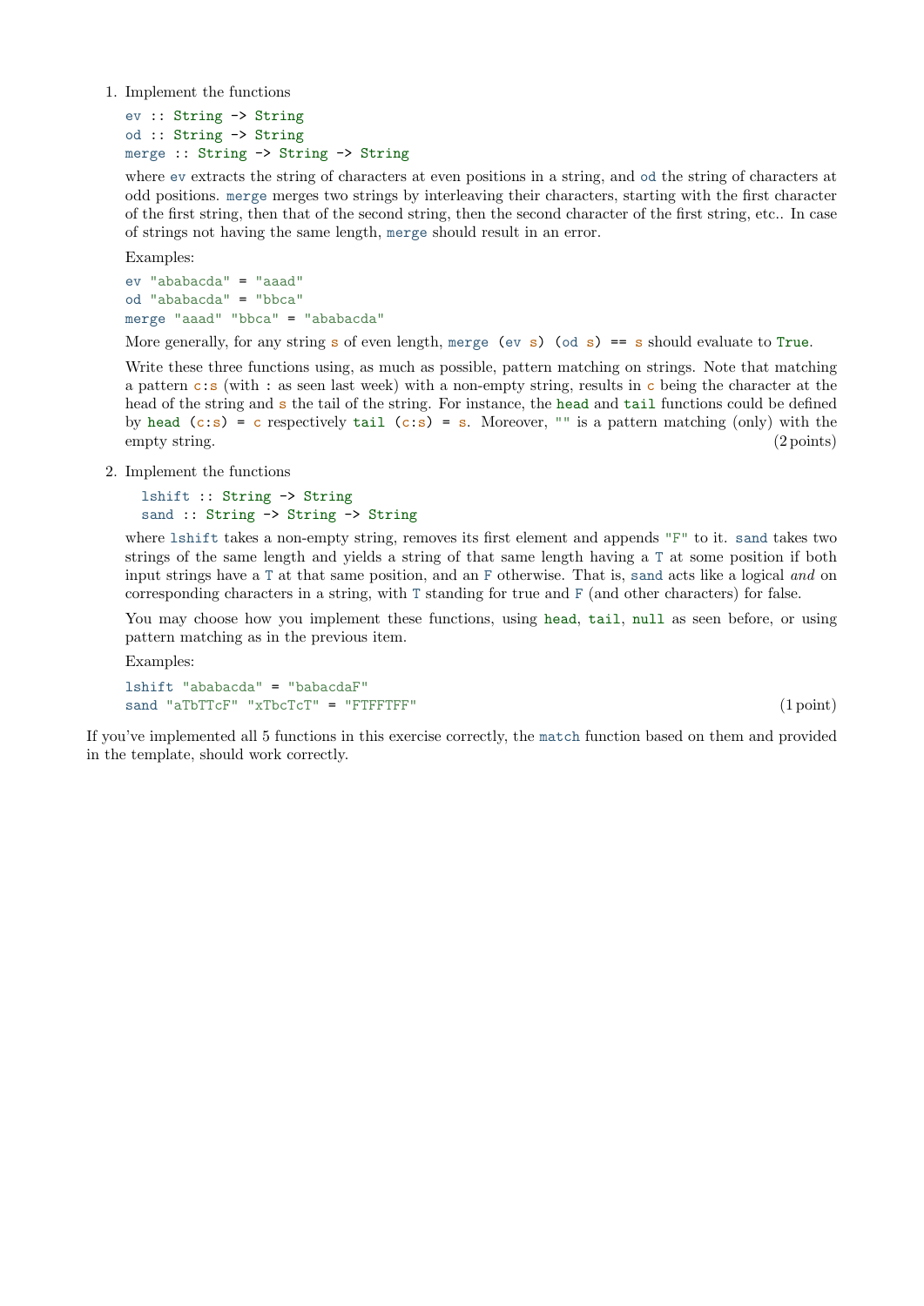1. Implement the functions

   ```
   ev :: String -> String
   od :: String -> String
   merge :: String -> String -> String
   ```

   where ev extracts the string of characters at even positions in a string, and od the string of characters at odd positions. merge merges two strings by interleaving their characters, starting with the first character of the first string, then that of the second string, then the second character of the first string, etc.. In case of strings not having the same length, merge should result in an error.

   Examples:

   ```
   ev "abababacda" = "aaad"
   od "abababacda" = "bbca"
   merge "aaad" "bbca" = "abababacda"
   ```

   More generally, for any string s of even length, `merge (ev s) (od s) == s` should evaluate to True.

   Write these three functions using, as much as possible, pattern matching on strings. Note that matching a pattern c:s (with : as seen last week) with a non-empty string, results in c being the character at the head of the string and s the tail of the string. For instance, the head and tail functions could be defined by `head (c:s) = c` respectively `tail (c:s) = s`. Moreover, "" is a pattern matching (only) with the empty string. (2 points)

2. Implement the functions

   ```
   lshift :: String -> String
   sand :: String -> String -> String
   ```

   where lshift takes a non-empty string, removes its first element and appends "F" to it. sand takes two strings of the same length and yields a string of that same length having a T at some position if both input strings have a T at that same position, and an F otherwise. That is, sand acts like a logical *and* on corresponding characters in a string, with T standing for true and F (and other characters) for false.

   You may choose how you implement these functions, using head, tail, null as seen before, or using pattern matching as in the previous item.

   Examples:

   ```
   lshift "abababacda" = "babacdaF"
   sand "aTbTTcF" "xTbcTcT" = "FTFFTFF"
   ```

   (1 point)

If you've implemented all 5 functions in this exercise correctly, the match function based on them and provided in the template, should work correctly.